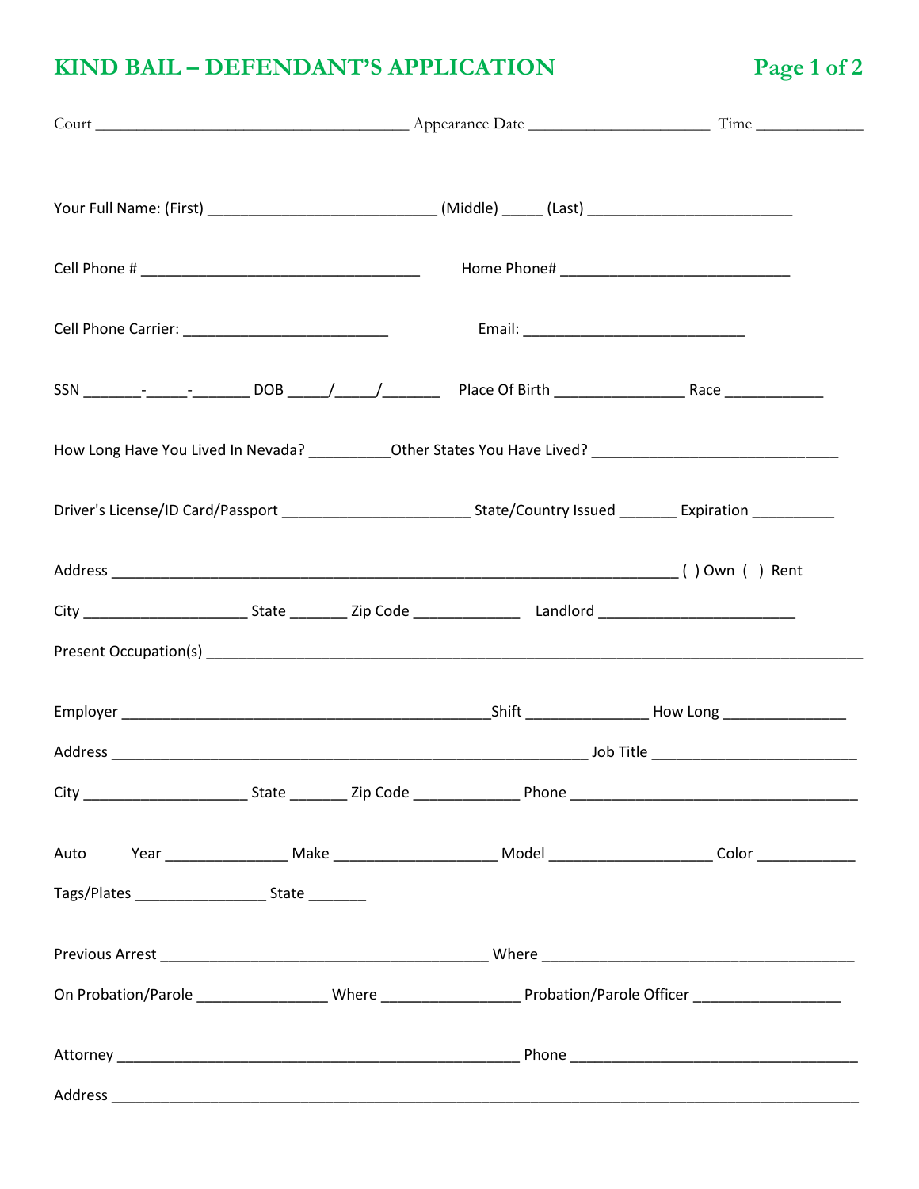# KIND BAIL – DEFENDANT'S APPLICATION

Court ______________________________________ Appearance Date _____________________ Time _____________

Your Full Name: (First) ___________________________ (Middle) _____ (Last) ________________________

Cell Phone # _________________________________ Home Phone# ___________________________

Cell Phone Carrier: ________________________ Email: __________________________

SSN _______-_____-_______ DOB _____/_____/_______ Place Of Birth ________________ Race ___________

How Long Have You Lived In Nevada? _________Other States You Have Lived? _____________________________

Driver's License/ID Card/Passport ______________________ State/Country Issued _______ Expiration __________

Address _________________________________________________________________ ( ) Own ( ) Rent

City ____________________ State _______ Zip Code _____________ Landlord _______________________

Present Occupation(s) ___________________________________________________________________________

Employer ___________________________________________Shift ______________ How Long ______________

Address ________________________________________________________ Job Title ________________________

City ____________________ State _______ Zip Code _____________ Phone __________________________________

Auto Year ______________ Make ___________________ Model ___________________ Color ___________

Tags/Plates ________________ State _______

Previous Arrest _______________________________________ Where ______________________________________

On Probation/Parole ________________ Where ________________ Probation/Parole Officer _________________

Attorney ________________________________________________ Phone __________________________________

Address ______________________________________________________________________________________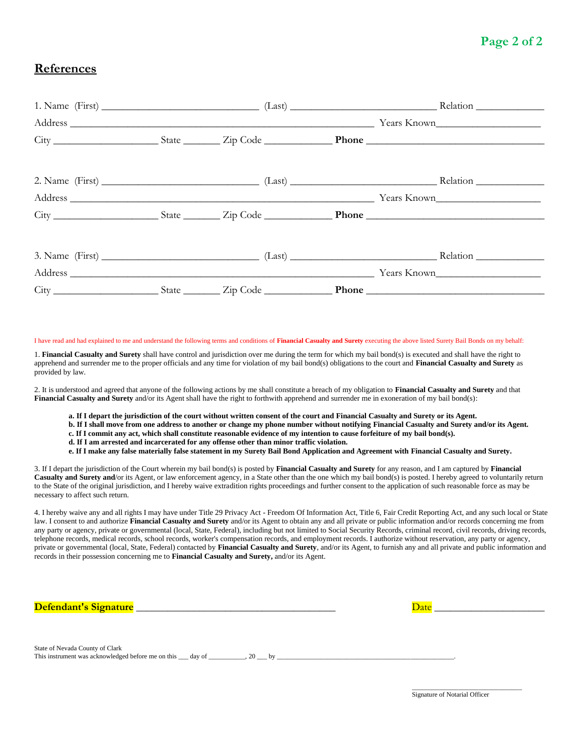## References

1. Name (First) ______________________________ (Last) ____________________________ Relation _____________
Address __________________________________________________________ Years Known____________________
City ____________________ State _______ Zip Code _____________ **Phone** __________________________________

2. Name (First) ______________________________ (Last) ____________________________ Relation _____________
Address __________________________________________________________ Years Known____________________
City ____________________ State _______ Zip Code _____________ **Phone** __________________________________

3. Name (First) ______________________________ (Last) ____________________________ Relation _____________
Address __________________________________________________________ Years Known____________________
City ____________________ State _______ Zip Code _____________ **Phone** __________________________________

I have read and had explained to me and understand the following terms and conditions of **Financial Casualty and Surety** executing the above listed Surety Bail Bonds on my behalf:

1. **Financial Casualty and Surety** shall have control and jurisdiction over me during the term for which my bail bond(s) is executed and shall have the right to apprehend and surrender me to the proper officials and any time for violation of my bail bond(s) obligations to the court and **Financial Casualty and Surety** as provided by law.

2. It is understood and agreed that anyone of the following actions by me shall constitute a breach of my obligation to **Financial Casualty and Surety** and that **Financial Casualty and Surety** and/or its Agent shall have the right to forthwith apprehend and surrender me in exoneration of my bail bond(s):

   **a. If I depart the jurisdiction of the court without written consent of the court and Financial Casualty and Surety or its Agent.**
   **b. If I shall move from one address to another or change my phone number without notifying Financial Casualty and Surety and/or its Agent.**
   **c. If I commit any act, which shall constitute reasonable evidence of my intention to cause forfeiture of my bail bond(s).**
   **d. If I am arrested and incarcerated for any offense other than minor traffic violation.**
   **e. If I make any false materially false statement in my Surety Bail Bond Application and Agreement with Financial Casualty and Surety.**

3. If I depart the jurisdiction of the Court wherein my bail bond(s) is posted by **Financial Casualty and Surety** for any reason, and I am captured by **Financial Casualty and Surety and**/or its Agent, or law enforcement agency, in a State other than the one which my bail bond(s) is posted. I hereby agreed to voluntarily return to the State of the original jurisdiction, and I hereby waive extradition rights proceedings and further consent to the application of such reasonable force as may be necessary to affect such return.

4. I hereby waive any and all rights I may have under Title 29 Privacy Act - Freedom Of Information Act, Title 6, Fair Credit Reporting Act, and any such local or State law. I consent to and authorize **Financial Casualty and Surety** and/or its Agent to obtain any and all private or public information and/or records concerning me from any party or agency, private or governmental (local, State, Federal), including but not limited to Social Security Records, criminal record, civil records, driving records, telephone records, medical records, school records, worker's compensation records, and employment records. I authorize without reservation, any party or agency, private or governmental (local, State, Federal) contacted by **Financial Casualty and Surety**, and/or its Agent, to furnish any and all private and public information and records in their possession concerning me to **Financial Casualty and Surety,** and/or its Agent.

**Defendant's Signature** ________________________________________ Date ______________________

State of Nevada County of Clark
This instrument was acknowledged before me on this ___ day of __________, 20 ___ by __________________________________________________.

______________________________
Signature of Notarial Officer